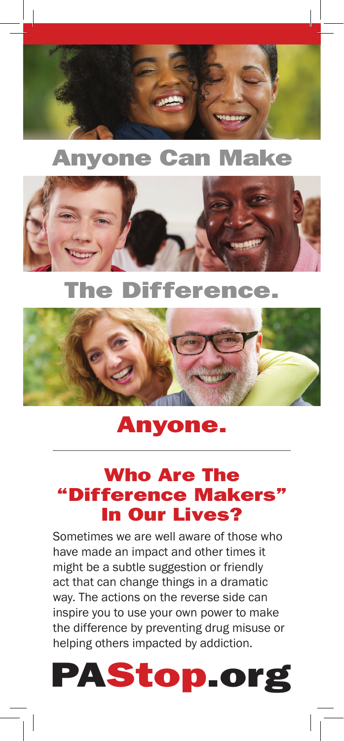# Anyone Can Make The Difference.

# Anyone.

---

## Who Are The "Difference Makers" In Our Lives?

Sometimes we are well aware of those who have made an impact and other times it might be a subtle suggestion or friendly act that can change things in a dramatic way. The actions on the reverse side can inspire you to use your own power to make the difference by preventing drug misuse or helping others impacted by addiction.

# PAStop.org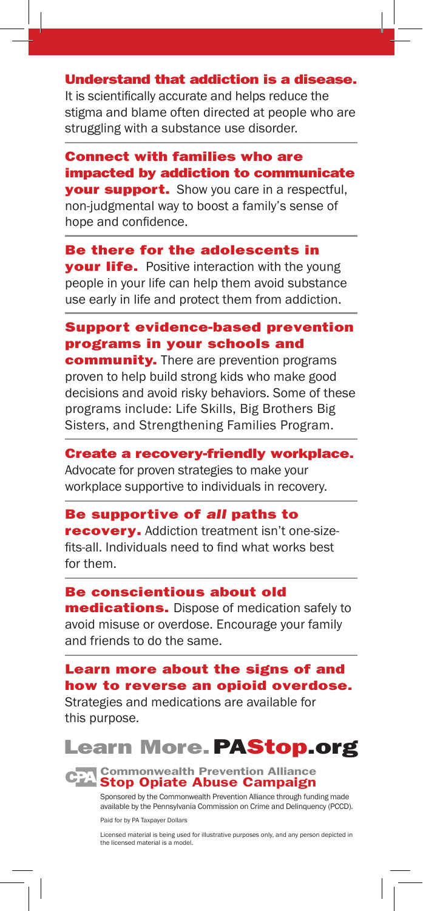**Understand that addiction is a disease.** It is scientifically accurate and helps reduce the stigma and blame often directed at people who are struggling with a substance use disorder.

**Connect with families who are impacted by addiction to communicate your support.** Show you care in a respectful, non-judgmental way to boost a family's sense of hope and confidence.

**Be there for the adolescents in your life.** Positive interaction with the young people in your life can help them avoid substance use early in life and protect them from addiction.

**Support evidence-based prevention programs in your schools and community.** There are prevention programs proven to help build strong kids who make good decisions and avoid risky behaviors. Some of these programs include: Life Skills, Big Brothers Big Sisters, and Strengthening Families Program.

**Create a recovery-friendly workplace.** Advocate for proven strategies to make your workplace supportive to individuals in recovery.

**Be supportive of *all* paths to recovery.** Addiction treatment isn't one-size-fits-all. Individuals need to find what works best for them.

**Be conscientious about old medications.** Dispose of medication safely to avoid misuse or overdose. Encourage your family and friends to do the same.

**Learn more about the signs of and how to reverse an opioid overdose.** Strategies and medications are available for this purpose.

## Learn More. PAStop.org

**Commonwealth Prevention Alliance**
**Stop Opiate Abuse Campaign**

Sponsored by the Commonwealth Prevention Alliance through funding made available by the Pennsylvania Commission on Crime and Delinquency (PCCD).

Paid for by PA Taxpayer Dollars

Licensed material is being used for illustrative purposes only, and any person depicted in the licensed material is a model.